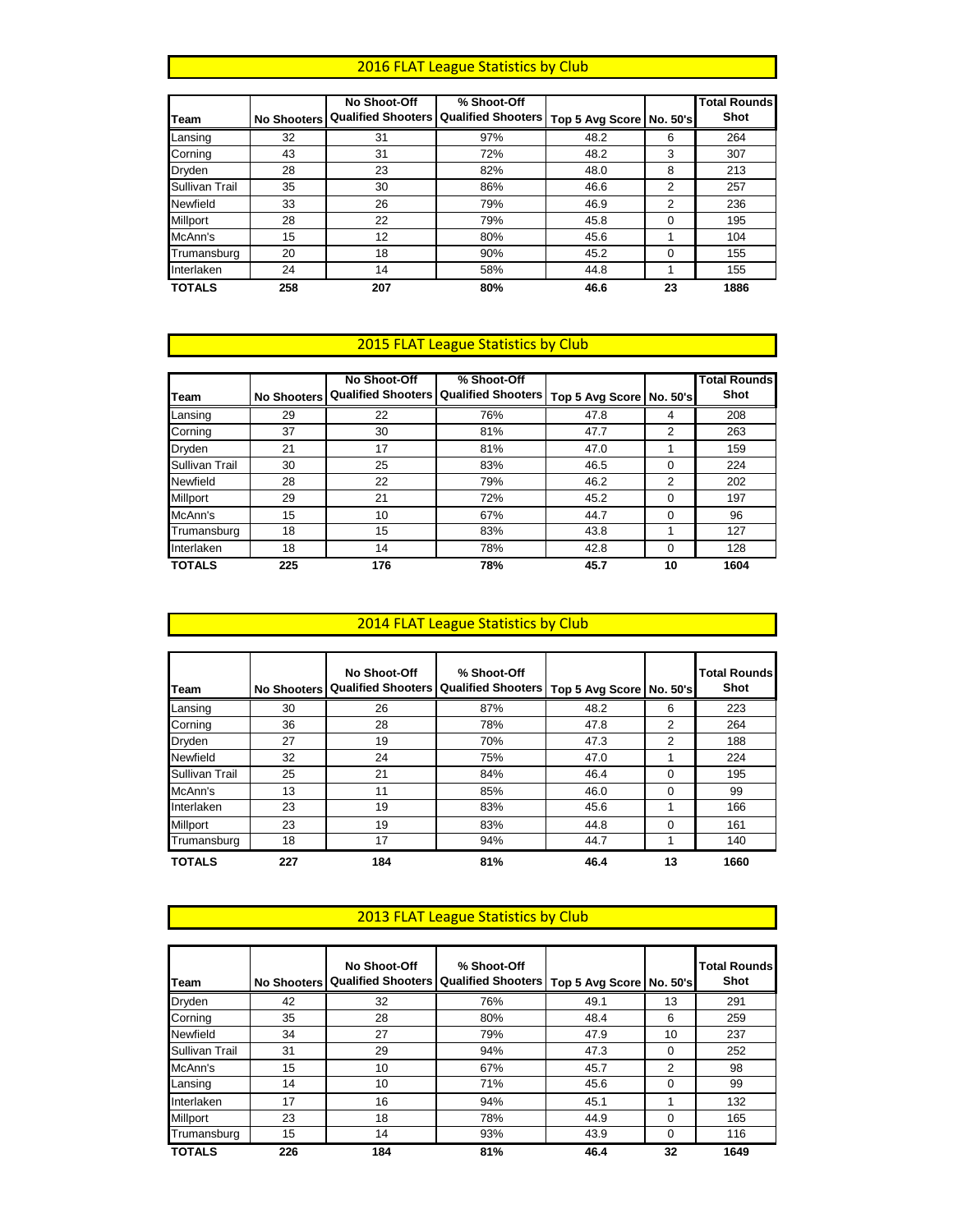## 2016 FLAT League Statistics by Club

| Team | No Shooters | No Shoot-Off Qualified Shooters | % Shoot-Off Qualified Shooters | Top 5 Avg Score | No. 50's | Total Rounds Shot |
|---|---|---|---|---|---|---|
| Lansing | 32 | 31 | 97% | 48.2 | 6 | 264 |
| Corning | 43 | 31 | 72% | 48.2 | 3 | 307 |
| Dryden | 28 | 23 | 82% | 48.0 | 8 | 213 |
| Sullivan Trail | 35 | 30 | 86% | 46.6 | 2 | 257 |
| Newfield | 33 | 26 | 79% | 46.9 | 2 | 236 |
| Millport | 28 | 22 | 79% | 45.8 | 0 | 195 |
| McAnn's | 15 | 12 | 80% | 45.6 | 1 | 104 |
| Trumansburg | 20 | 18 | 90% | 45.2 | 0 | 155 |
| Interlaken | 24 | 14 | 58% | 44.8 | 1 | 155 |
| **TOTALS** | **258** | **207** | **80%** | **46.6** | **23** | **1886** |

## 2015 FLAT League Statistics by Club

| Team | No Shooters | No Shoot-Off Qualified Shooters | % Shoot-Off Qualified Shooters | Top 5 Avg Score | No. 50's | Total Rounds Shot |
|---|---|---|---|---|---|---|
| Lansing | 29 | 22 | 76% | 47.8 | 4 | 208 |
| Corning | 37 | 30 | 81% | 47.7 | 2 | 263 |
| Dryden | 21 | 17 | 81% | 47.0 | 1 | 159 |
| Sullivan Trail | 30 | 25 | 83% | 46.5 | 0 | 224 |
| Newfield | 28 | 22 | 79% | 46.2 | 2 | 202 |
| Millport | 29 | 21 | 72% | 45.2 | 0 | 197 |
| McAnn's | 15 | 10 | 67% | 44.7 | 0 | 96 |
| Trumansburg | 18 | 15 | 83% | 43.8 | 1 | 127 |
| Interlaken | 18 | 14 | 78% | 42.8 | 0 | 128 |
| **TOTALS** | **225** | **176** | **78%** | **45.7** | **10** | **1604** |

## 2014 FLAT League Statistics by Club

| Team | No Shooters | No Shoot-Off Qualified Shooters | % Shoot-Off Qualified Shooters | Top 5 Avg Score | No. 50's | Total Rounds Shot |
|---|---|---|---|---|---|---|
| Lansing | 30 | 26 | 87% | 48.2 | 6 | 223 |
| Corning | 36 | 28 | 78% | 47.8 | 2 | 264 |
| Dryden | 27 | 19 | 70% | 47.3 | 2 | 188 |
| Newfield | 32 | 24 | 75% | 47.0 | 1 | 224 |
| Sullivan Trail | 25 | 21 | 84% | 46.4 | 0 | 195 |
| McAnn's | 13 | 11 | 85% | 46.0 | 0 | 99 |
| Interlaken | 23 | 19 | 83% | 45.6 | 1 | 166 |
| Millport | 23 | 19 | 83% | 44.8 | 0 | 161 |
| Trumansburg | 18 | 17 | 94% | 44.7 | 1 | 140 |
| **TOTALS** | **227** | **184** | **81%** | **46.4** | **13** | **1660** |

## 2013 FLAT League Statistics by Club

| Team | No Shooters | No Shoot-Off Qualified Shooters | % Shoot-Off Qualified Shooters | Top 5 Avg Score | No. 50's | Total Rounds Shot |
|---|---|---|---|---|---|---|
| Dryden | 42 | 32 | 76% | 49.1 | 13 | 291 |
| Corning | 35 | 28 | 80% | 48.4 | 6 | 259 |
| Newfield | 34 | 27 | 79% | 47.9 | 10 | 237 |
| Sullivan Trail | 31 | 29 | 94% | 47.3 | 0 | 252 |
| McAnn's | 15 | 10 | 67% | 45.7 | 2 | 98 |
| Lansing | 14 | 10 | 71% | 45.6 | 0 | 99 |
| Interlaken | 17 | 16 | 94% | 45.1 | 1 | 132 |
| Millport | 23 | 18 | 78% | 44.9 | 0 | 165 |
| Trumansburg | 15 | 14 | 93% | 43.9 | 0 | 116 |
| **TOTALS** | **226** | **184** | **81%** | **46.4** | **32** | **1649** |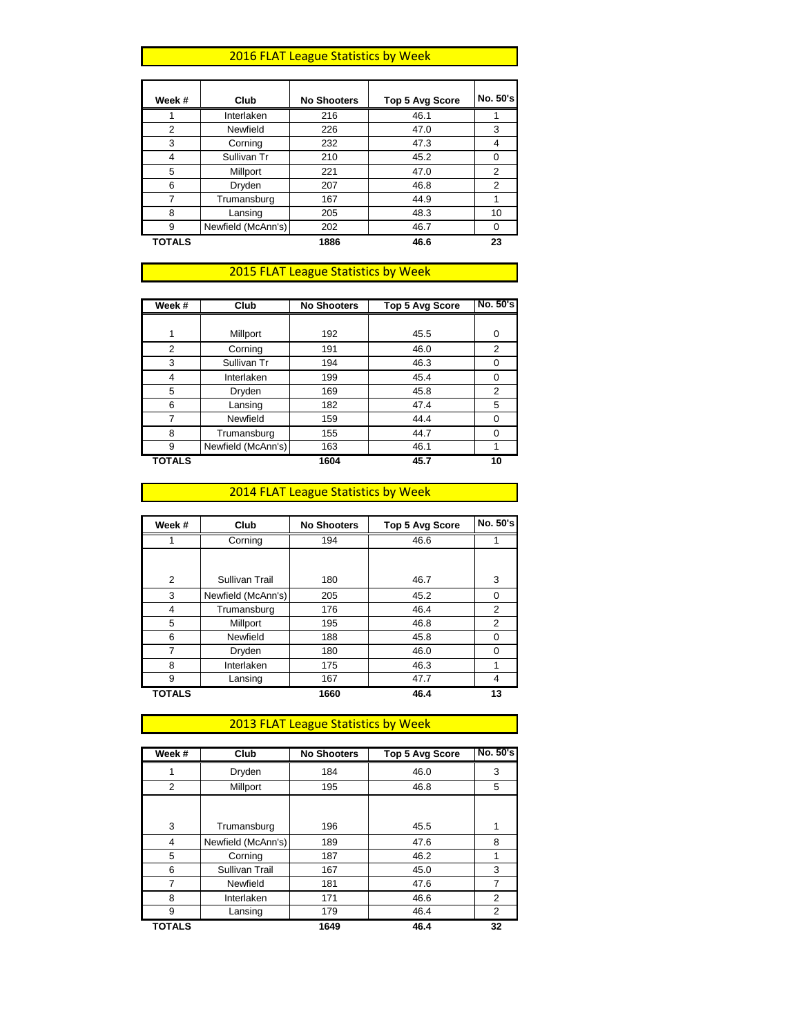## 2016 FLAT League Statistics by Week

| Week # | Club | No Shooters | Top 5 Avg Score | No. 50's |
|---|---|---|---|---|
| 1 | Interlaken | 216 | 46.1 | 1 |
| 2 | Newfield | 226 | 47.0 | 3 |
| 3 | Corning | 232 | 47.3 | 4 |
| 4 | Sullivan Tr | 210 | 45.2 | 0 |
| 5 | Millport | 221 | 47.0 | 2 |
| 6 | Dryden | 207 | 46.8 | 2 |
| 7 | Trumansburg | 167 | 44.9 | 1 |
| 8 | Lansing | 205 | 48.3 | 10 |
| 9 | Newfield (McAnn's) | 202 | 46.7 | 0 |
| **TOTALS** | | **1886** | **46.6** | **23** |

## 2015 FLAT League Statistics by Week

| Week # | Club | No Shooters | Top 5 Avg Score | No. 50's |
|---|---|---|---|---|
| 1 | Millport | 192 | 45.5 | 0 |
| 2 | Corning | 191 | 46.0 | 2 |
| 3 | Sullivan Tr | 194 | 46.3 | 0 |
| 4 | Interlaken | 199 | 45.4 | 0 |
| 5 | Dryden | 169 | 45.8 | 2 |
| 6 | Lansing | 182 | 47.4 | 5 |
| 7 | Newfield | 159 | 44.4 | 0 |
| 8 | Trumansburg | 155 | 44.7 | 0 |
| 9 | Newfield (McAnn's) | 163 | 46.1 | 1 |
| **TOTALS** | | **1604** | **45.7** | **10** |

## 2014 FLAT League Statistics by Week

| Week # | Club | No Shooters | Top 5 Avg Score | No. 50's |
|---|---|---|---|---|
| 1 | Corning | 194 | 46.6 | 1 |
| 2 | Sullivan Trail | 180 | 46.7 | 3 |
| 3 | Newfield (McAnn's) | 205 | 45.2 | 0 |
| 4 | Trumansburg | 176 | 46.4 | 2 |
| 5 | Millport | 195 | 46.8 | 2 |
| 6 | Newfield | 188 | 45.8 | 0 |
| 7 | Dryden | 180 | 46.0 | 0 |
| 8 | Interlaken | 175 | 46.3 | 1 |
| 9 | Lansing | 167 | 47.7 | 4 |
| **TOTALS** | | **1660** | **46.4** | **13** |

## 2013 FLAT League Statistics by Week

| Week # | Club | No Shooters | Top 5 Avg Score | No. 50's |
|---|---|---|---|---|
| 1 | Dryden | 184 | 46.0 | 3 |
| 2 | Millport | 195 | 46.8 | 5 |
| 3 | Trumansburg | 196 | 45.5 | 1 |
| 4 | Newfield (McAnn's) | 189 | 47.6 | 8 |
| 5 | Corning | 187 | 46.2 | 1 |
| 6 | Sullivan Trail | 167 | 45.0 | 3 |
| 7 | Newfield | 181 | 47.6 | 7 |
| 8 | Interlaken | 171 | 46.6 | 2 |
| 9 | Lansing | 179 | 46.4 | 2 |
| **TOTALS** | | **1649** | **46.4** | **32** |